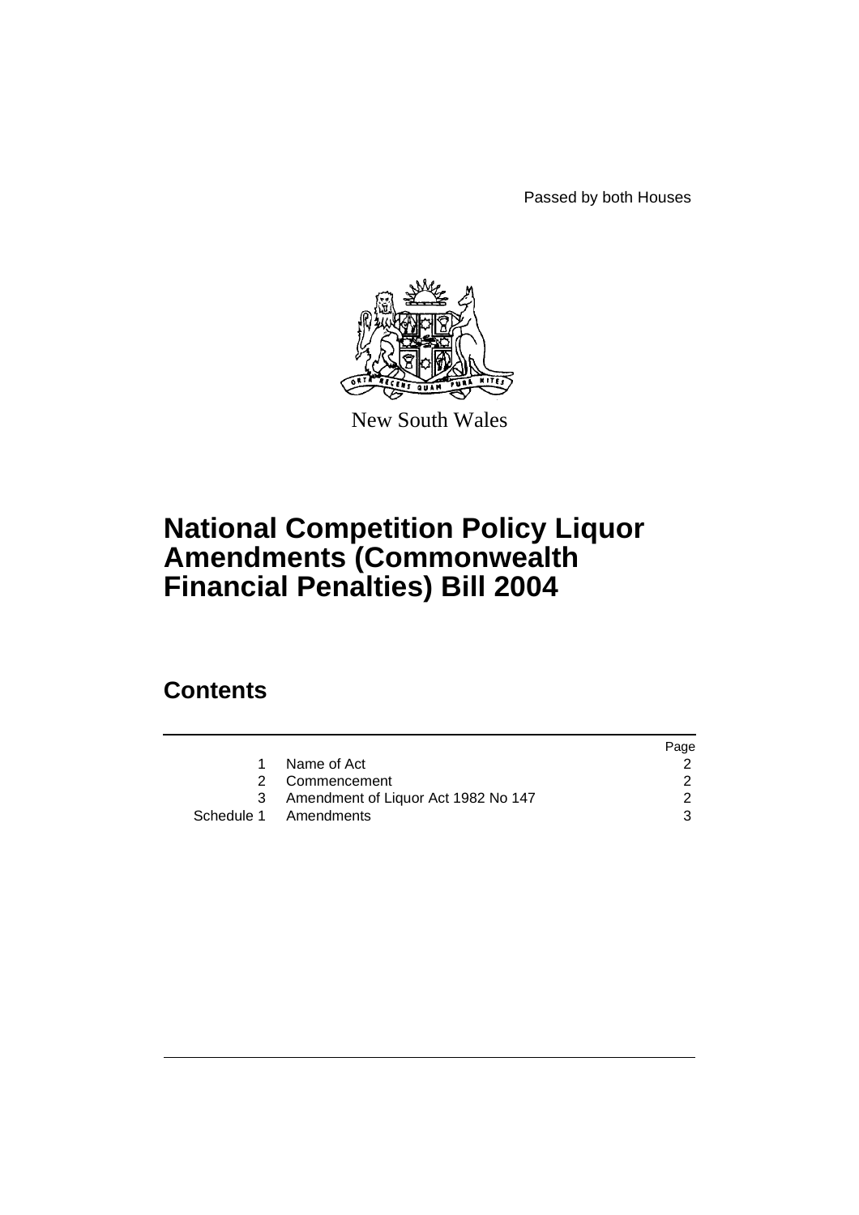Passed by both Houses

New South Wales

# National Competition Policy Liquor Amendments (Commonwealth Financial Penalties) Bill 2004

## Contents

| | | Page |
|---|---|---|
| 1 | Name of Act | 2 |
| 2 | Commencement | 2 |
| 3 | Amendment of Liquor Act 1982 No 147 | 2 |
| Schedule 1 | Amendments | 3 |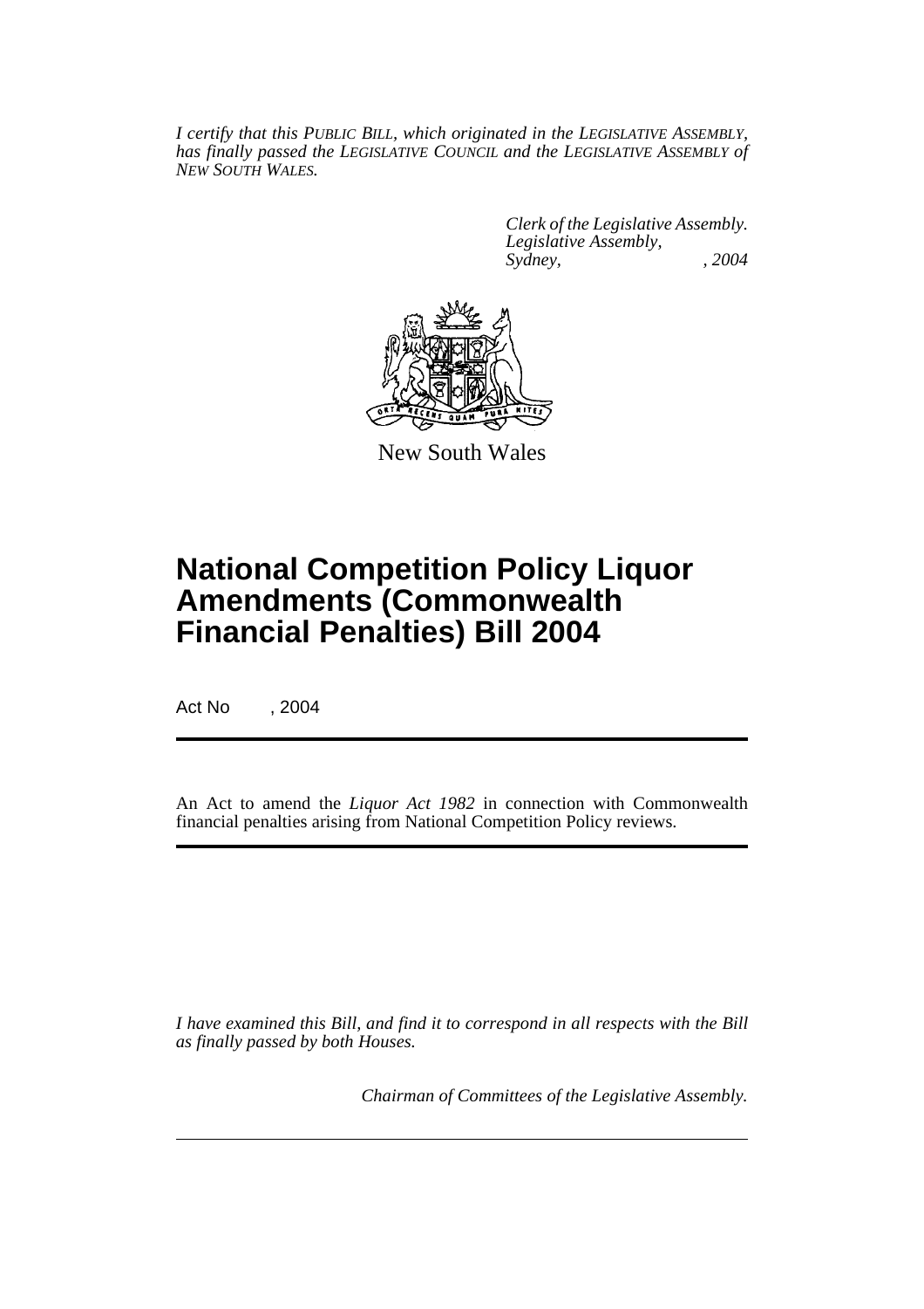*I certify that this PUBLIC BILL, which originated in the LEGISLATIVE ASSEMBLY, has finally passed the LEGISLATIVE COUNCIL and the LEGISLATIVE ASSEMBLY of NEW SOUTH WALES.*

*Clerk of the Legislative Assembly.*
*Legislative Assembly,*
*Sydney, , 2004*

New South Wales

# National Competition Policy Liquor Amendments (Commonwealth Financial Penalties) Bill 2004

Act No , 2004

An Act to amend the *Liquor Act 1982* in connection with Commonwealth financial penalties arising from National Competition Policy reviews.

*I have examined this Bill, and find it to correspond in all respects with the Bill as finally passed by both Houses.*

*Chairman of Committees of the Legislative Assembly.*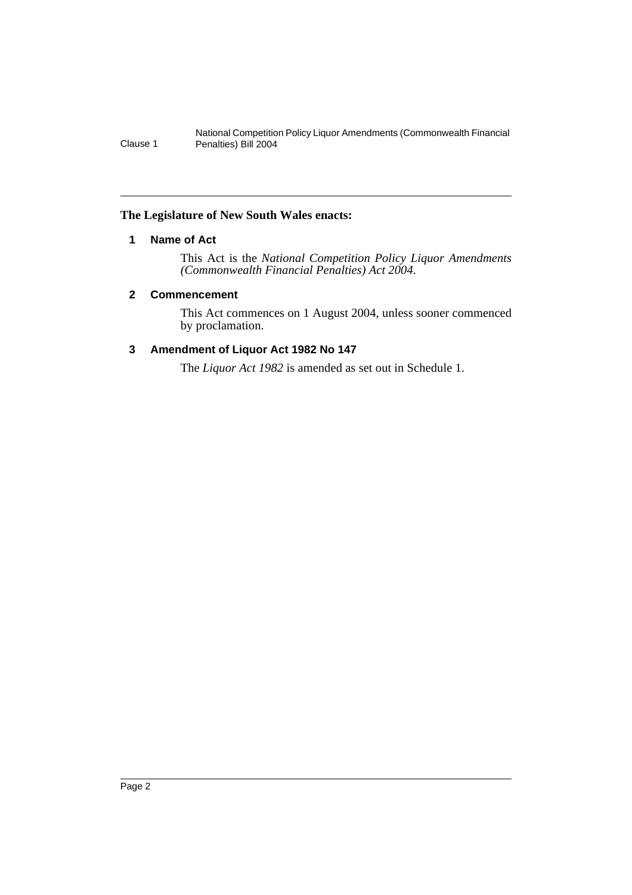**The Legislature of New South Wales enacts:**

## 1 Name of Act

This Act is the *National Competition Policy Liquor Amendments (Commonwealth Financial Penalties) Act 2004*.

## 2 Commencement

This Act commences on 1 August 2004, unless sooner commenced by proclamation.

## 3 Amendment of Liquor Act 1982 No 147

The *Liquor Act 1982* is amended as set out in Schedule 1.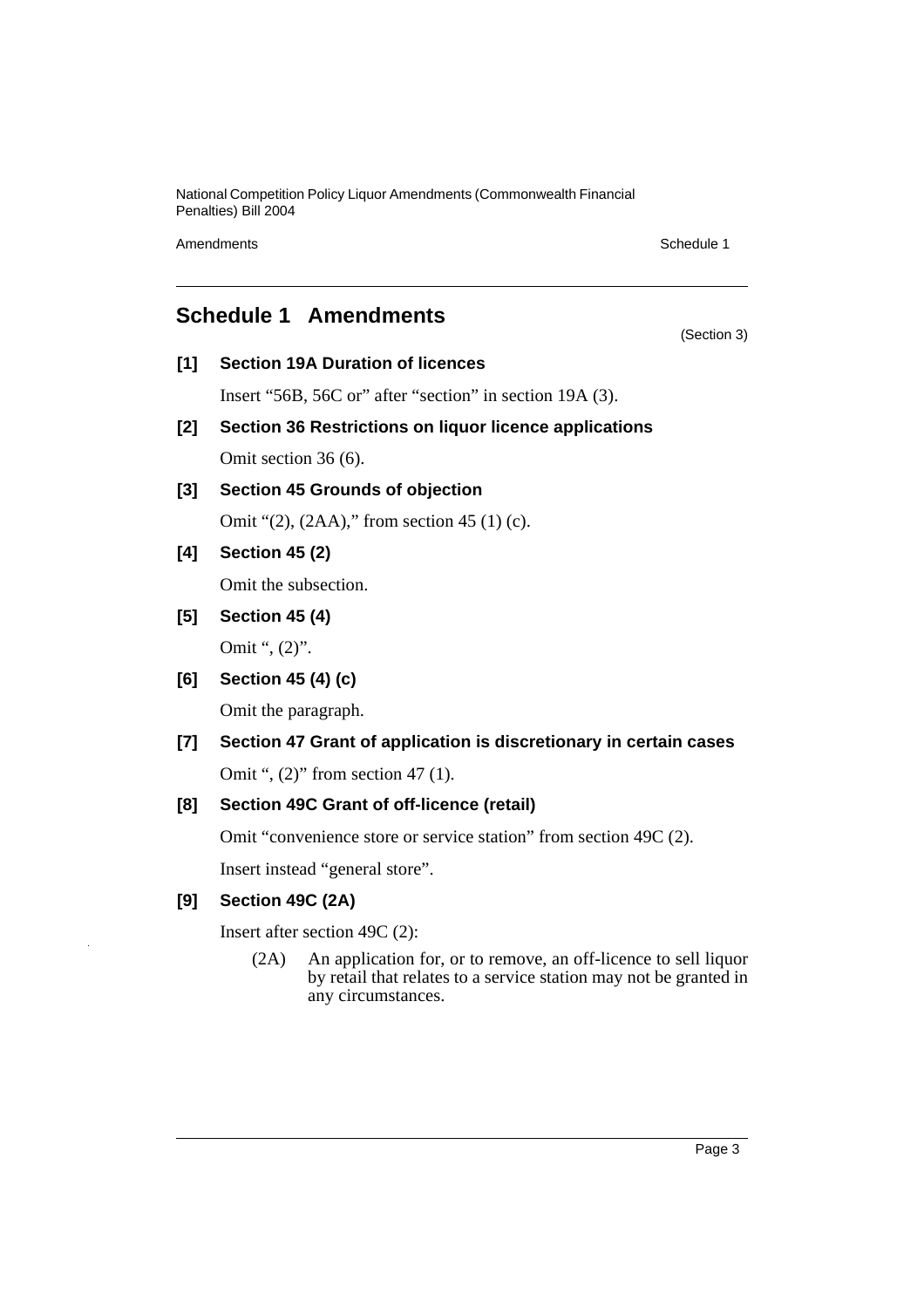## Schedule 1 Amendments

(Section 3)

**[1] Section 19A Duration of licences**

Insert "56B, 56C or" after "section" in section 19A (3).

**[2] Section 36 Restrictions on liquor licence applications**

Omit section 36 (6).

**[3] Section 45 Grounds of objection**

Omit "(2), (2AA)," from section 45 (1) (c).

**[4] Section 45 (2)**

Omit the subsection.

**[5] Section 45 (4)**

Omit ", (2)".

**[6] Section 45 (4) (c)**

Omit the paragraph.

**[7] Section 47 Grant of application is discretionary in certain cases**

Omit ", (2)" from section 47 (1).

**[8] Section 49C Grant of off-licence (retail)**

Omit "convenience store or service station" from section 49C (2).

Insert instead "general store".

**[9] Section 49C (2A)**

Insert after section 49C (2):

(2A) An application for, or to remove, an off-licence to sell liquor by retail that relates to a service station may not be granted in any circumstances.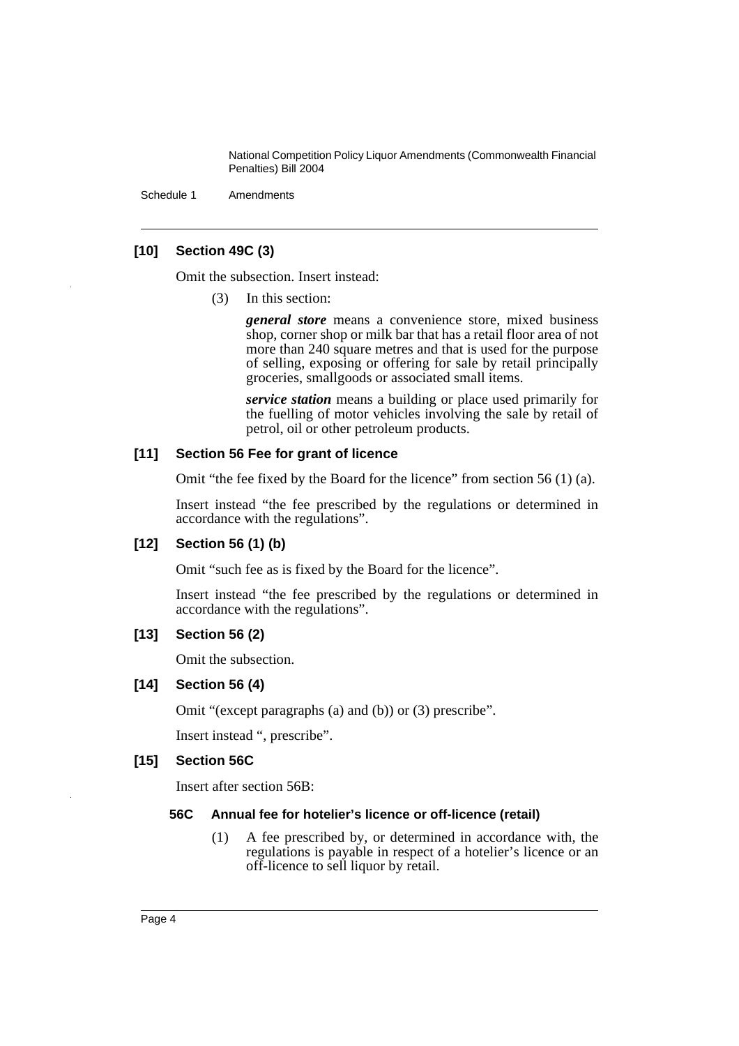### [10] Section 49C (3)

Omit the subsection. Insert instead:

(3) In this section:

***general store*** means a convenience store, mixed business shop, corner shop or milk bar that has a retail floor area of not more than 240 square metres and that is used for the purpose of selling, exposing or offering for sale by retail principally groceries, smallgoods or associated small items.

***service station*** means a building or place used primarily for the fuelling of motor vehicles involving the sale by retail of petrol, oil or other petroleum products.

### [11] Section 56 Fee for grant of licence

Omit "the fee fixed by the Board for the licence" from section 56 (1) (a).

Insert instead "the fee prescribed by the regulations or determined in accordance with the regulations".

### [12] Section 56 (1) (b)

Omit "such fee as is fixed by the Board for the licence".

Insert instead "the fee prescribed by the regulations or determined in accordance with the regulations".

### [13] Section 56 (2)

Omit the subsection.

### [14] Section 56 (4)

Omit "(except paragraphs (a) and (b)) or (3) prescribe".

Insert instead ", prescribe".

### [15] Section 56C

Insert after section 56B:

#### 56C Annual fee for hotelier's licence or off-licence (retail)

(1) A fee prescribed by, or determined in accordance with, the regulations is payable in respect of a hotelier's licence or an off-licence to sell liquor by retail.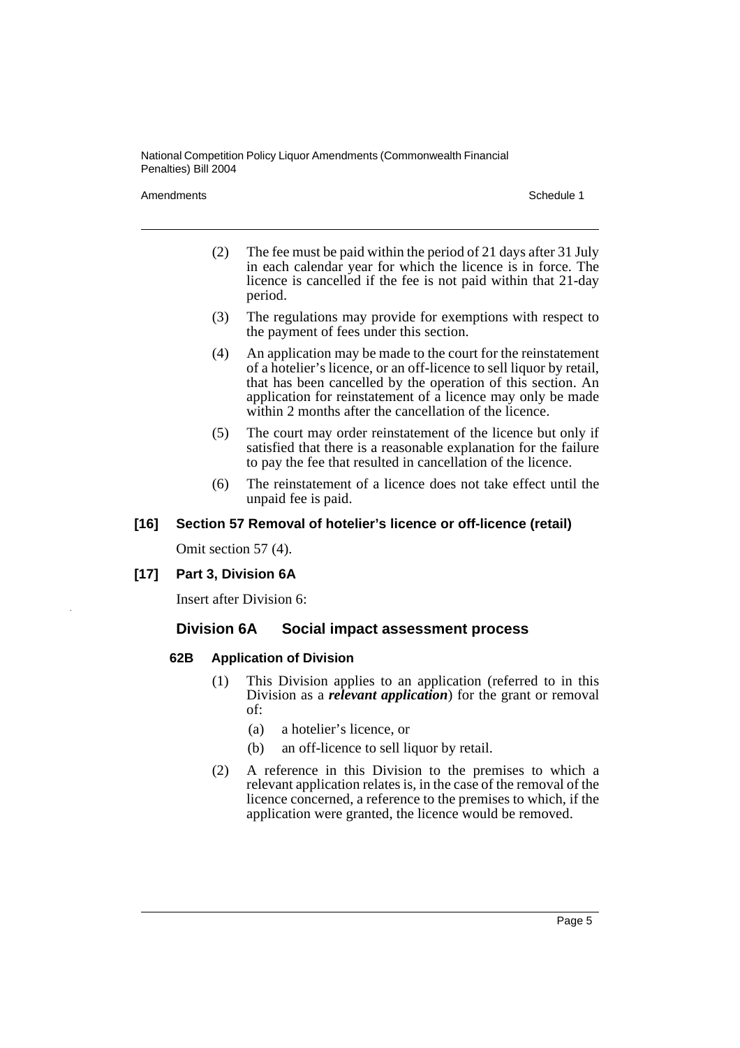(2) The fee must be paid within the period of 21 days after 31 July in each calendar year for which the licence is in force. The licence is cancelled if the fee is not paid within that 21-day period.

(3) The regulations may provide for exemptions with respect to the payment of fees under this section.

(4) An application may be made to the court for the reinstatement of a hotelier's licence, or an off-licence to sell liquor by retail, that has been cancelled by the operation of this section. An application for reinstatement of a licence may only be made within 2 months after the cancellation of the licence.

(5) The court may order reinstatement of the licence but only if satisfied that there is a reasonable explanation for the failure to pay the fee that resulted in cancellation of the licence.

(6) The reinstatement of a licence does not take effect until the unpaid fee is paid.

#### [16] Section 57 Removal of hotelier's licence or off-licence (retail)

Omit section 57 (4).

#### [17] Part 3, Division 6A

Insert after Division 6:

### Division 6A Social impact assessment process

#### 62B Application of Division

(1) This Division applies to an application (referred to in this Division as a ***relevant application***) for the grant or removal of:

(a) a hotelier's licence, or

(b) an off-licence to sell liquor by retail.

(2) A reference in this Division to the premises to which a relevant application relates is, in the case of the removal of the licence concerned, a reference to the premises to which, if the application were granted, the licence would be removed.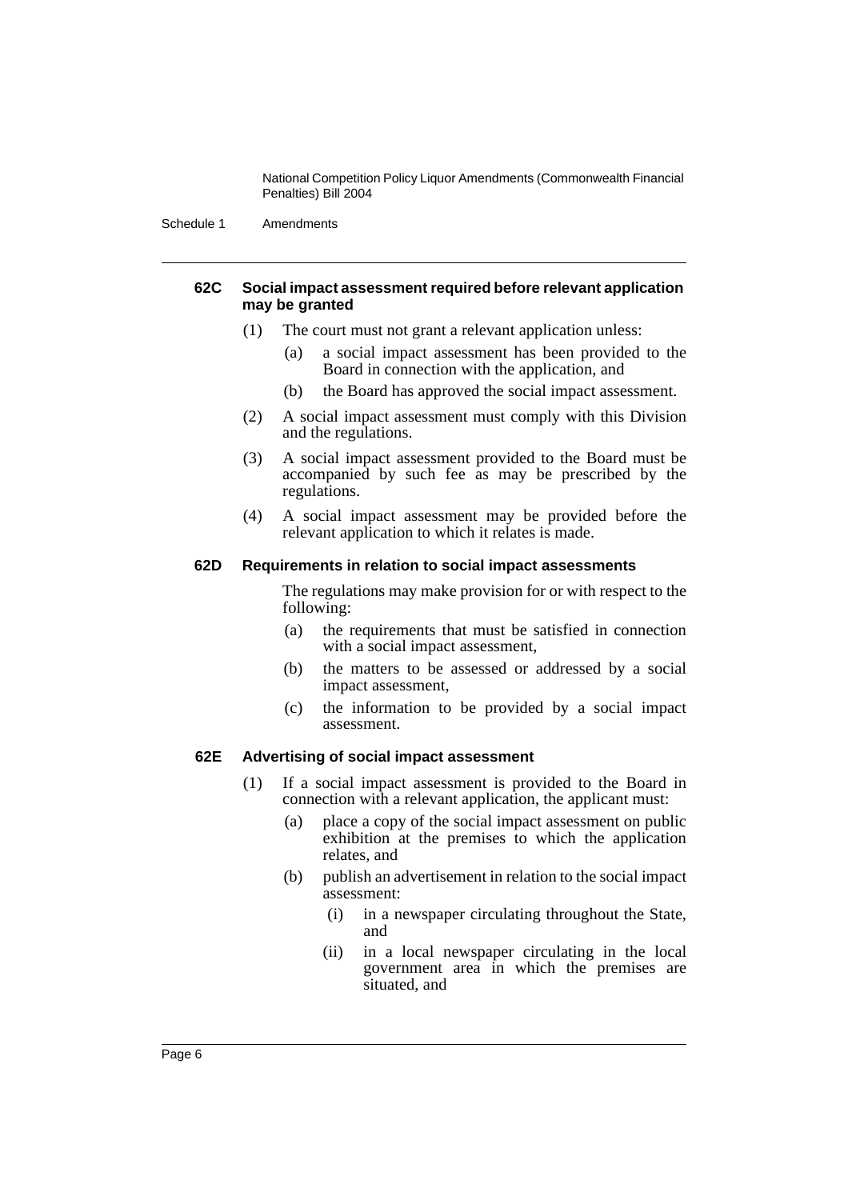#### 62C Social impact assessment required before relevant application may be granted

(1) The court must not grant a relevant application unless:

  (a) a social impact assessment has been provided to the Board in connection with the application, and

  (b) the Board has approved the social impact assessment.

(2) A social impact assessment must comply with this Division and the regulations.

(3) A social impact assessment provided to the Board must be accompanied by such fee as may be prescribed by the regulations.

(4) A social impact assessment may be provided before the relevant application to which it relates is made.

#### 62D Requirements in relation to social impact assessments

The regulations may make provision for or with respect to the following:

  (a) the requirements that must be satisfied in connection with a social impact assessment,

  (b) the matters to be assessed or addressed by a social impact assessment,

  (c) the information to be provided by a social impact assessment.

#### 62E Advertising of social impact assessment

(1) If a social impact assessment is provided to the Board in connection with a relevant application, the applicant must:

  (a) place a copy of the social impact assessment on public exhibition at the premises to which the application relates, and

  (b) publish an advertisement in relation to the social impact assessment:

    (i) in a newspaper circulating throughout the State, and

    (ii) in a local newspaper circulating in the local government area in which the premises are situated, and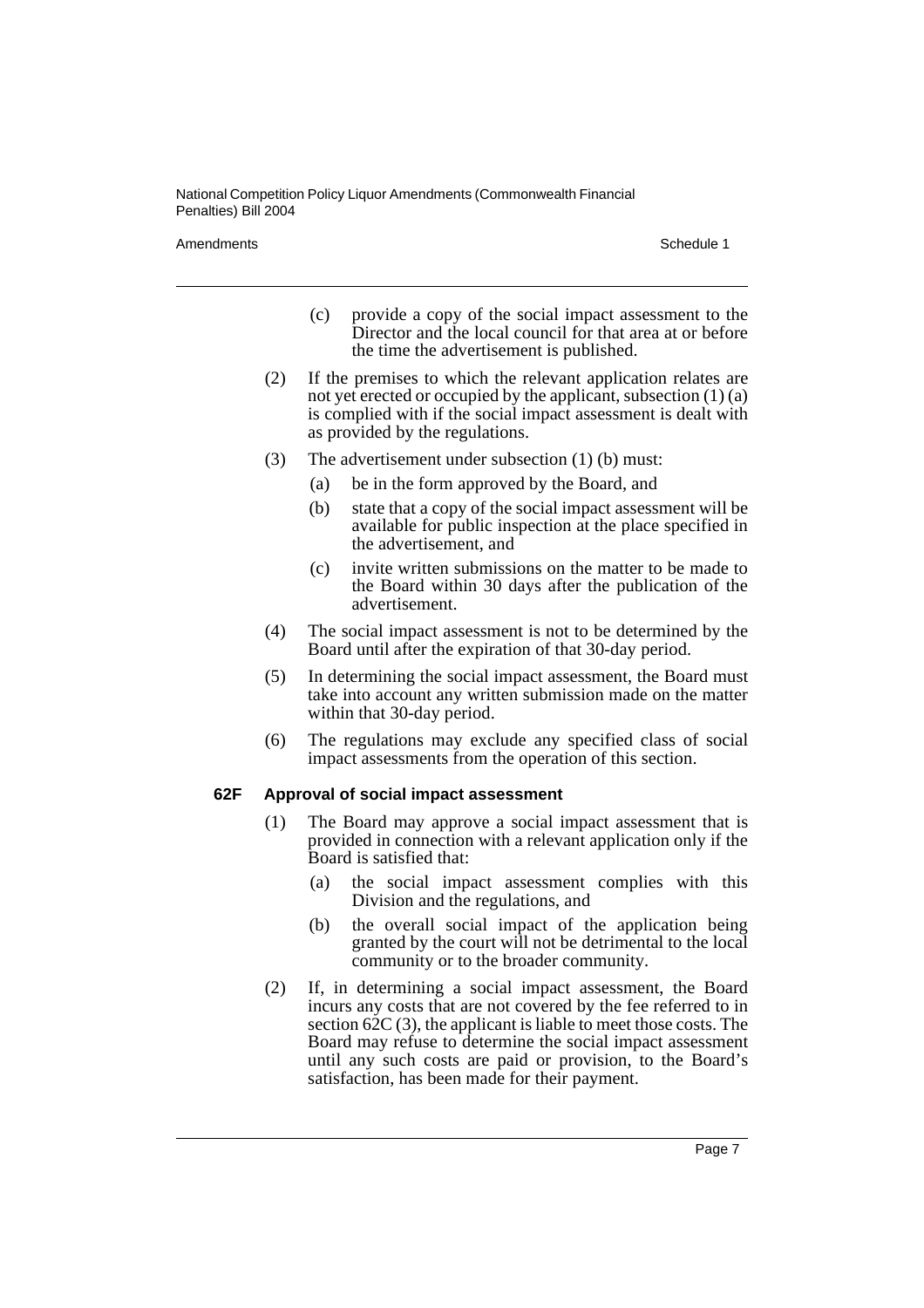(c) provide a copy of the social impact assessment to the Director and the local council for that area at or before the time the advertisement is published.

(2) If the premises to which the relevant application relates are not yet erected or occupied by the applicant, subsection (1) (a) is complied with if the social impact assessment is dealt with as provided by the regulations.

(3) The advertisement under subsection (1) (b) must:

(a) be in the form approved by the Board, and

(b) state that a copy of the social impact assessment will be available for public inspection at the place specified in the advertisement, and

(c) invite written submissions on the matter to be made to the Board within 30 days after the publication of the advertisement.

(4) The social impact assessment is not to be determined by the Board until after the expiration of that 30-day period.

(5) In determining the social impact assessment, the Board must take into account any written submission made on the matter within that 30-day period.

(6) The regulations may exclude any specified class of social impact assessments from the operation of this section.

**62F Approval of social impact assessment**

(1) The Board may approve a social impact assessment that is provided in connection with a relevant application only if the Board is satisfied that:

(a) the social impact assessment complies with this Division and the regulations, and

(b) the overall social impact of the application being granted by the court will not be detrimental to the local community or to the broader community.

(2) If, in determining a social impact assessment, the Board incurs any costs that are not covered by the fee referred to in section 62C (3), the applicant is liable to meet those costs. The Board may refuse to determine the social impact assessment until any such costs are paid or provision, to the Board's satisfaction, has been made for their payment.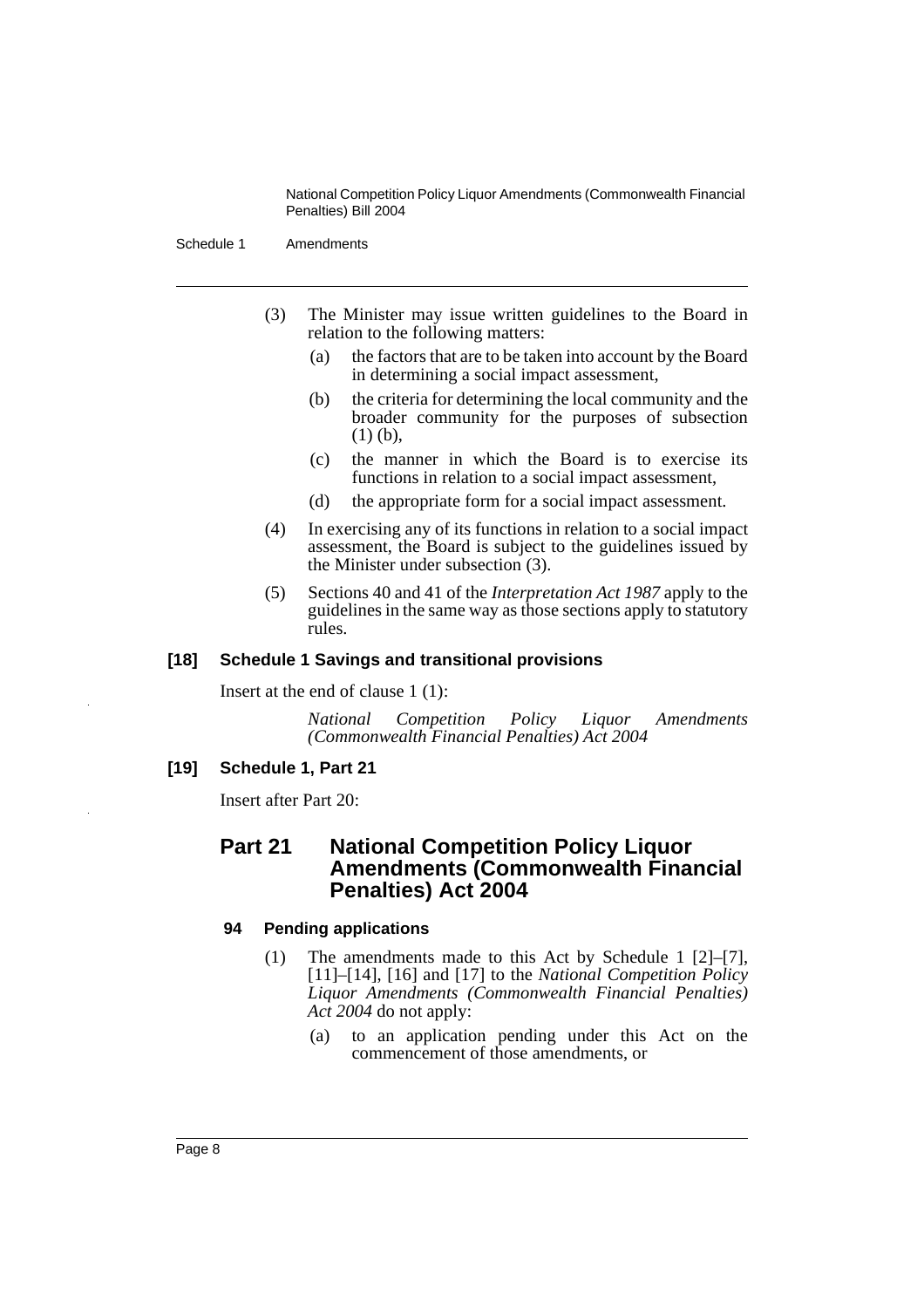(3) The Minister may issue written guidelines to the Board in relation to the following matters:

(a) the factors that are to be taken into account by the Board in determining a social impact assessment,

(b) the criteria for determining the local community and the broader community for the purposes of subsection (1) (b),

(c) the manner in which the Board is to exercise its functions in relation to a social impact assessment,

(d) the appropriate form for a social impact assessment.

(4) In exercising any of its functions in relation to a social impact assessment, the Board is subject to the guidelines issued by the Minister under subsection (3).

(5) Sections 40 and 41 of the *Interpretation Act 1987* apply to the guidelines in the same way as those sections apply to statutory rules.

#### [18] Schedule 1 Savings and transitional provisions

Insert at the end of clause 1 (1):

*National Competition Policy Liquor Amendments (Commonwealth Financial Penalties) Act 2004*

#### [19] Schedule 1, Part 21

Insert after Part 20:

## Part 21 National Competition Policy Liquor Amendments (Commonwealth Financial Penalties) Act 2004

### 94 Pending applications

(1) The amendments made to this Act by Schedule 1 [2]–[7], [11]–[14], [16] and [17] to the *National Competition Policy Liquor Amendments (Commonwealth Financial Penalties) Act 2004* do not apply:

(a) to an application pending under this Act on the commencement of those amendments, or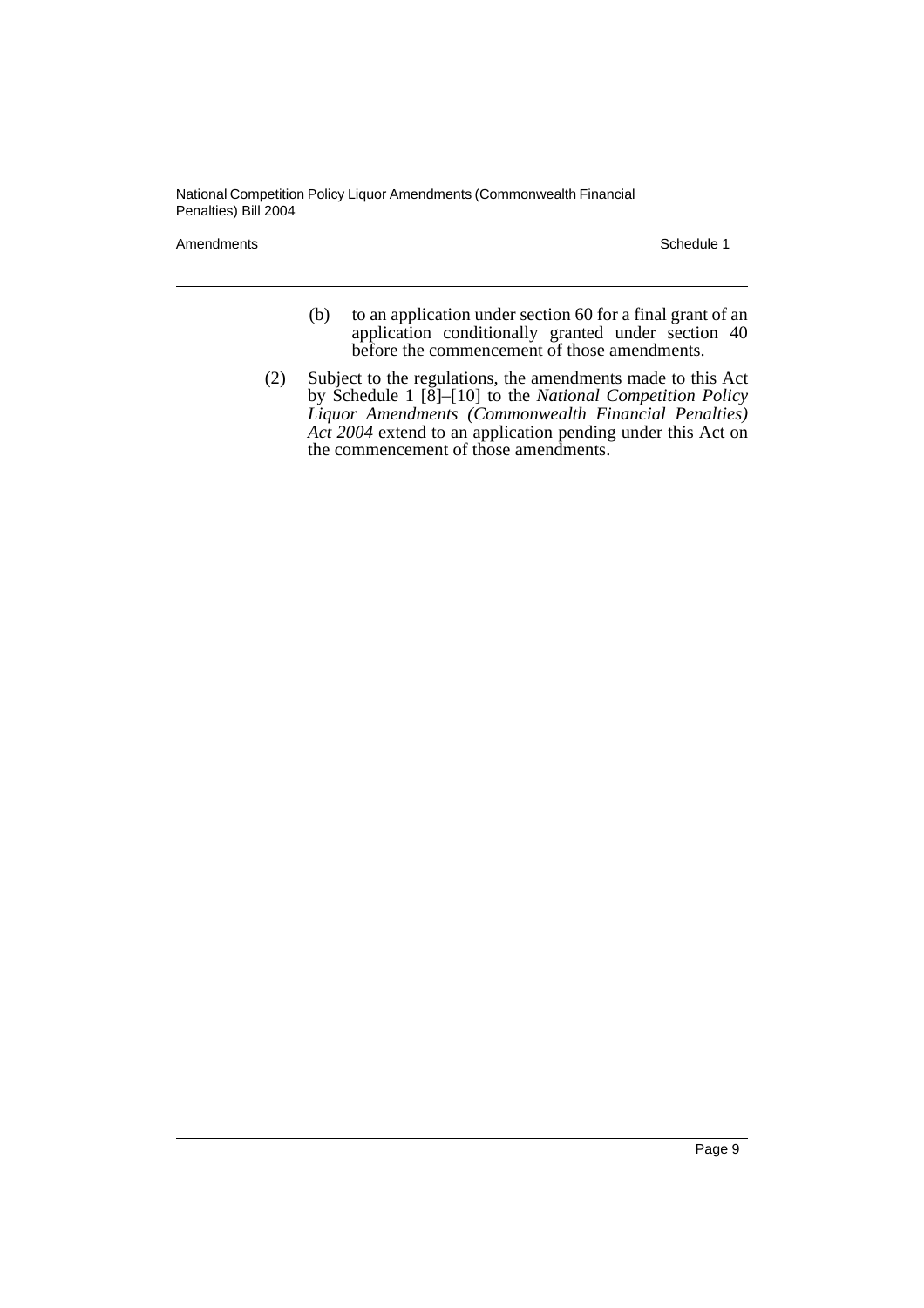(b) to an application under section 60 for a final grant of an application conditionally granted under section 40 before the commencement of those amendments.

(2) Subject to the regulations, the amendments made to this Act by Schedule 1 [8]–[10] to the *National Competition Policy Liquor Amendments (Commonwealth Financial Penalties) Act 2004* extend to an application pending under this Act on the commencement of those amendments.